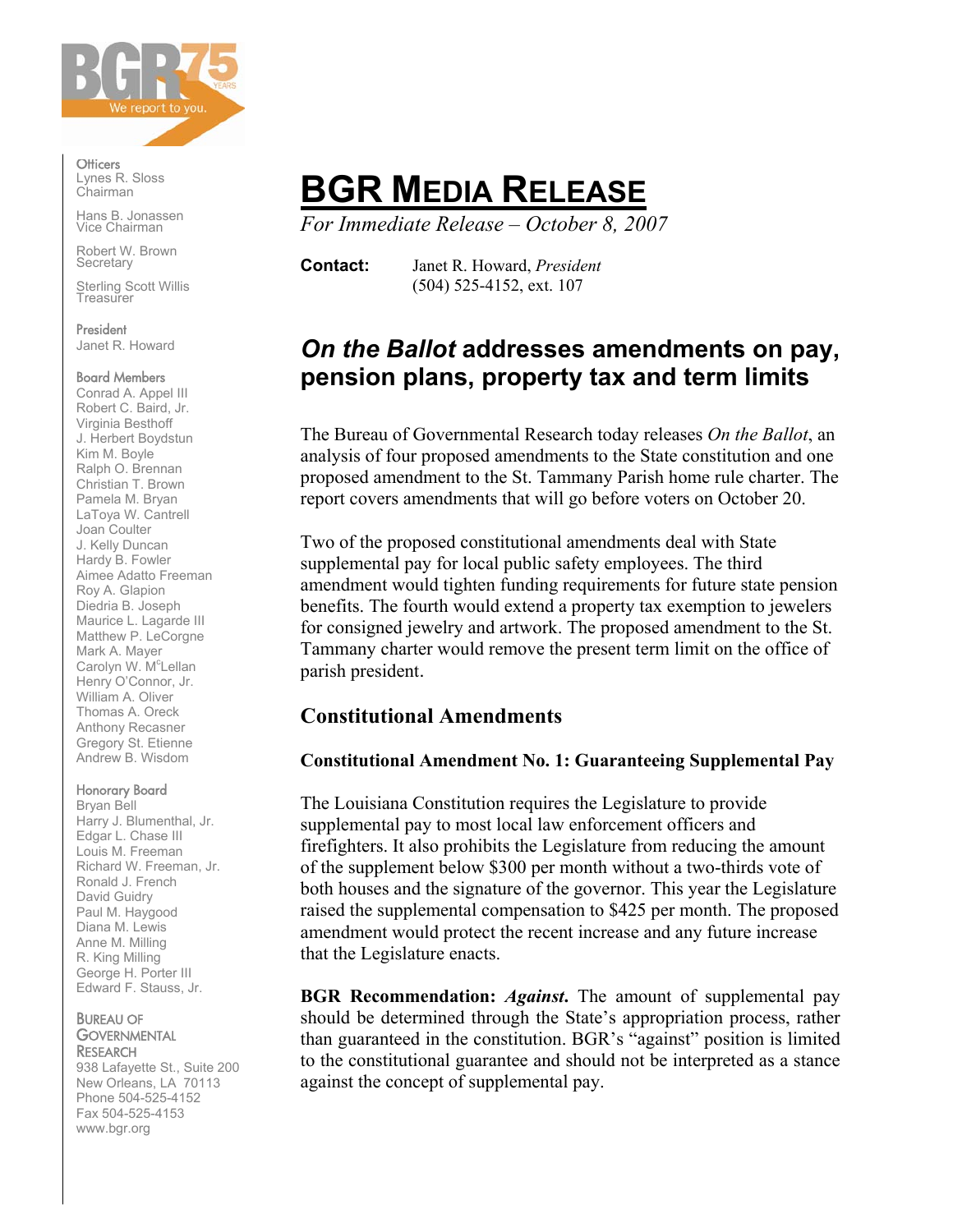Officers
Lynes R. Sloss
Chairman

Hans B. Jonassen
Vice Chairman

Robert W. Brown
Secretary

Sterling Scott Willis
Treasurer

President
Janet R. Howard

Board Members
Conrad A. Appel III
Robert C. Baird, Jr.
Virginia Besthoff
J. Herbert Boydstun
Kim M. Boyle
Ralph O. Brennan
Christian T. Brown
Pamela M. Bryan
LaToya W. Cantrell
Joan Coulter
J. Kelly Duncan
Hardy B. Fowler
Aimee Adatto Freeman
Roy A. Glapion
Diedria B. Joseph
Maurice L. Lagarde III
Matthew P. LeCorgne
Mark A. Mayer
Carolyn W. McLellan
Henry O'Connor, Jr.
William A. Oliver
Thomas A. Oreck
Anthony Recasner
Gregory St. Etienne
Andrew B. Wisdom

Honorary Board
Bryan Bell
Harry J. Blumenthal, Jr.
Edgar L. Chase III
Louis M. Freeman
Richard W. Freeman, Jr.
Ronald J. French
David Guidry
Paul M. Haygood
Diana M. Lewis
Anne M. Milling
R. King Milling
George H. Porter III
Edward F. Stauss, Jr.

BUREAU OF GOVERNMENTAL RESEARCH
938 Lafayette St., Suite 200
New Orleans, LA 70113
Phone 504-525-4152
Fax 504-525-4153
www.bgr.org

# BGR MEDIA RELEASE

*For Immediate Release – October 8, 2007*

**Contact:** Janet R. Howard, *President*
(504) 525-4152, ext. 107

## *On the Ballot* addresses amendments on pay, pension plans, property tax and term limits

The Bureau of Governmental Research today releases *On the Ballot*, an analysis of four proposed amendments to the State constitution and one proposed amendment to the St. Tammany Parish home rule charter. The report covers amendments that will go before voters on October 20.

Two of the proposed constitutional amendments deal with State supplemental pay for local public safety employees. The third amendment would tighten funding requirements for future state pension benefits. The fourth would extend a property tax exemption to jewelers for consigned jewelry and artwork. The proposed amendment to the St. Tammany charter would remove the present term limit on the office of parish president.

## Constitutional Amendments

### Constitutional Amendment No. 1: Guaranteeing Supplemental Pay

The Louisiana Constitution requires the Legislature to provide supplemental pay to most local law enforcement officers and firefighters. It also prohibits the Legislature from reducing the amount of the supplement below $300 per month without a two-thirds vote of both houses and the signature of the governor. This year the Legislature raised the supplemental compensation to $425 per month. The proposed amendment would protect the recent increase and any future increase that the Legislature enacts.

**BGR Recommendation: *Against*.** The amount of supplemental pay should be determined through the State's appropriation process, rather than guaranteed in the constitution. BGR's "against" position is limited to the constitutional guarantee and should not be interpreted as a stance against the concept of supplemental pay.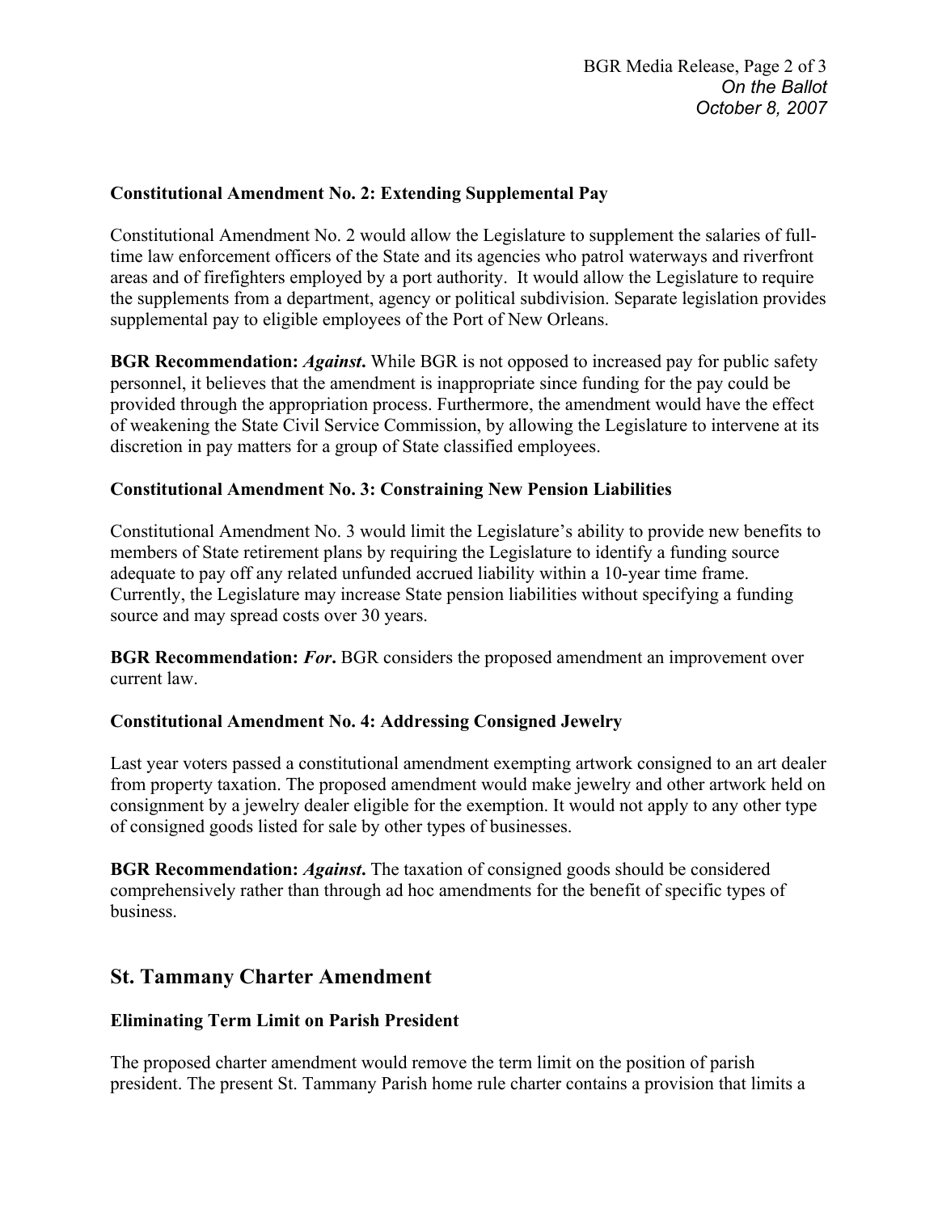**Constitutional Amendment No. 2: Extending Supplemental Pay**

Constitutional Amendment No. 2 would allow the Legislature to supplement the salaries of full-time law enforcement officers of the State and its agencies who patrol waterways and riverfront areas and of firefighters employed by a port authority. It would allow the Legislature to require the supplements from a department, agency or political subdivision. Separate legislation provides supplemental pay to eligible employees of the Port of New Orleans.

**BGR Recommendation:** ***Against*.** While BGR is not opposed to increased pay for public safety personnel, it believes that the amendment is inappropriate since funding for the pay could be provided through the appropriation process. Furthermore, the amendment would have the effect of weakening the State Civil Service Commission, by allowing the Legislature to intervene at its discretion in pay matters for a group of State classified employees.

**Constitutional Amendment No. 3: Constraining New Pension Liabilities**

Constitutional Amendment No. 3 would limit the Legislature's ability to provide new benefits to members of State retirement plans by requiring the Legislature to identify a funding source adequate to pay off any related unfunded accrued liability within a 10-year time frame. Currently, the Legislature may increase State pension liabilities without specifying a funding source and may spread costs over 30 years.

**BGR Recommendation:** ***For*.** BGR considers the proposed amendment an improvement over current law.

**Constitutional Amendment No. 4: Addressing Consigned Jewelry**

Last year voters passed a constitutional amendment exempting artwork consigned to an art dealer from property taxation. The proposed amendment would make jewelry and other artwork held on consignment by a jewelry dealer eligible for the exemption. It would not apply to any other type of consigned goods listed for sale by other types of businesses.

**BGR Recommendation:** ***Against*.** The taxation of consigned goods should be considered comprehensively rather than through ad hoc amendments for the benefit of specific types of business.

## St. Tammany Charter Amendment

**Eliminating Term Limit on Parish President**

The proposed charter amendment would remove the term limit on the position of parish president. The present St. Tammany Parish home rule charter contains a provision that limits a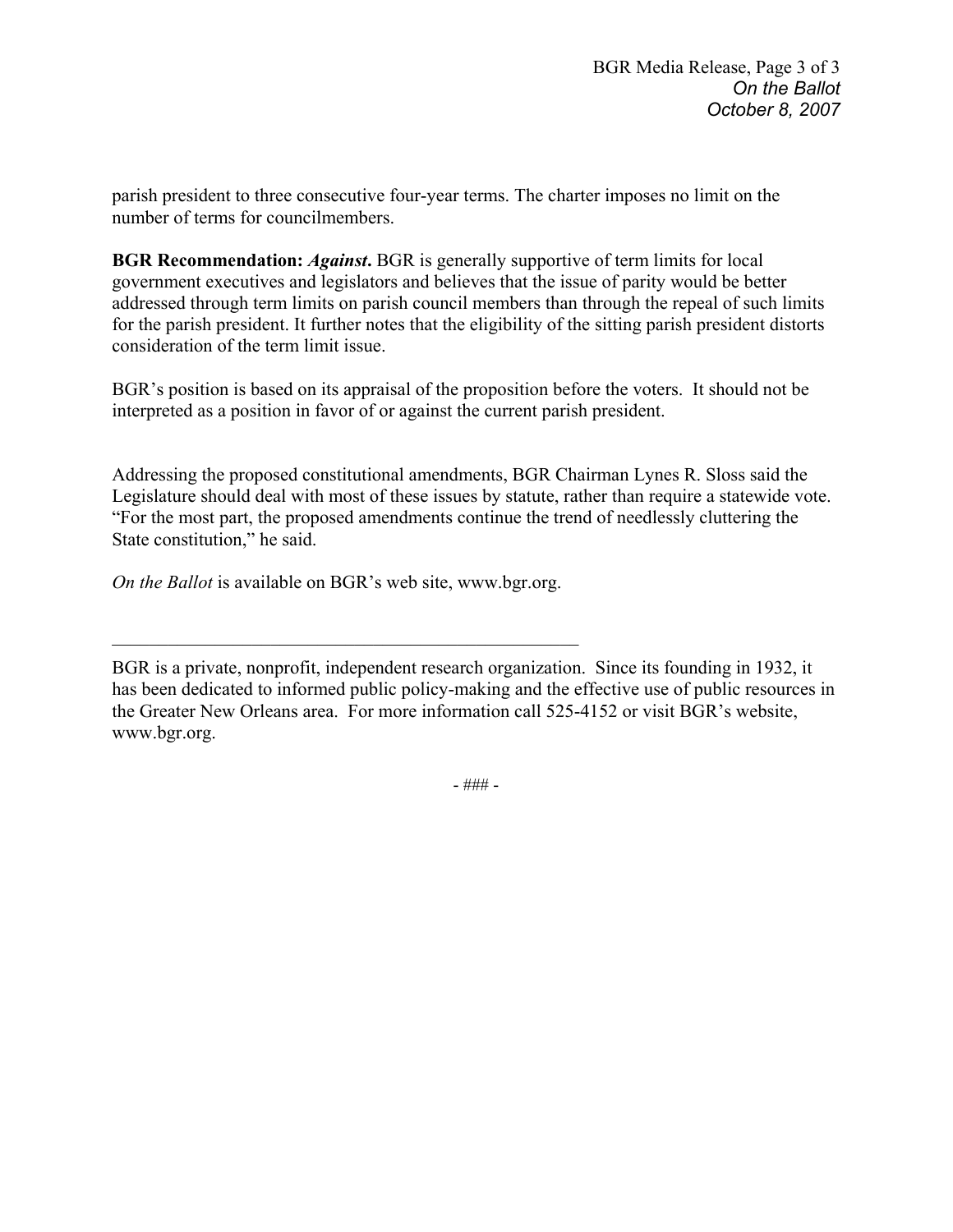parish president to three consecutive four-year terms. The charter imposes no limit on the number of terms for councilmembers.

**BGR Recommendation: *Against*.** BGR is generally supportive of term limits for local government executives and legislators and believes that the issue of parity would be better addressed through term limits on parish council members than through the repeal of such limits for the parish president. It further notes that the eligibility of the sitting parish president distorts consideration of the term limit issue.

BGR's position is based on its appraisal of the proposition before the voters. It should not be interpreted as a position in favor of or against the current parish president.

Addressing the proposed constitutional amendments, BGR Chairman Lynes R. Sloss said the Legislature should deal with most of these issues by statute, rather than require a statewide vote. "For the most part, the proposed amendments continue the trend of needlessly cluttering the State constitution," he said.

*On the Ballot* is available on BGR's web site, www.bgr.org.

---

BGR is a private, nonprofit, independent research organization. Since its founding in 1932, it has been dedicated to informed public policy-making and the effective use of public resources in the Greater New Orleans area. For more information call 525-4152 or visit BGR's website, www.bgr.org.

- ### -